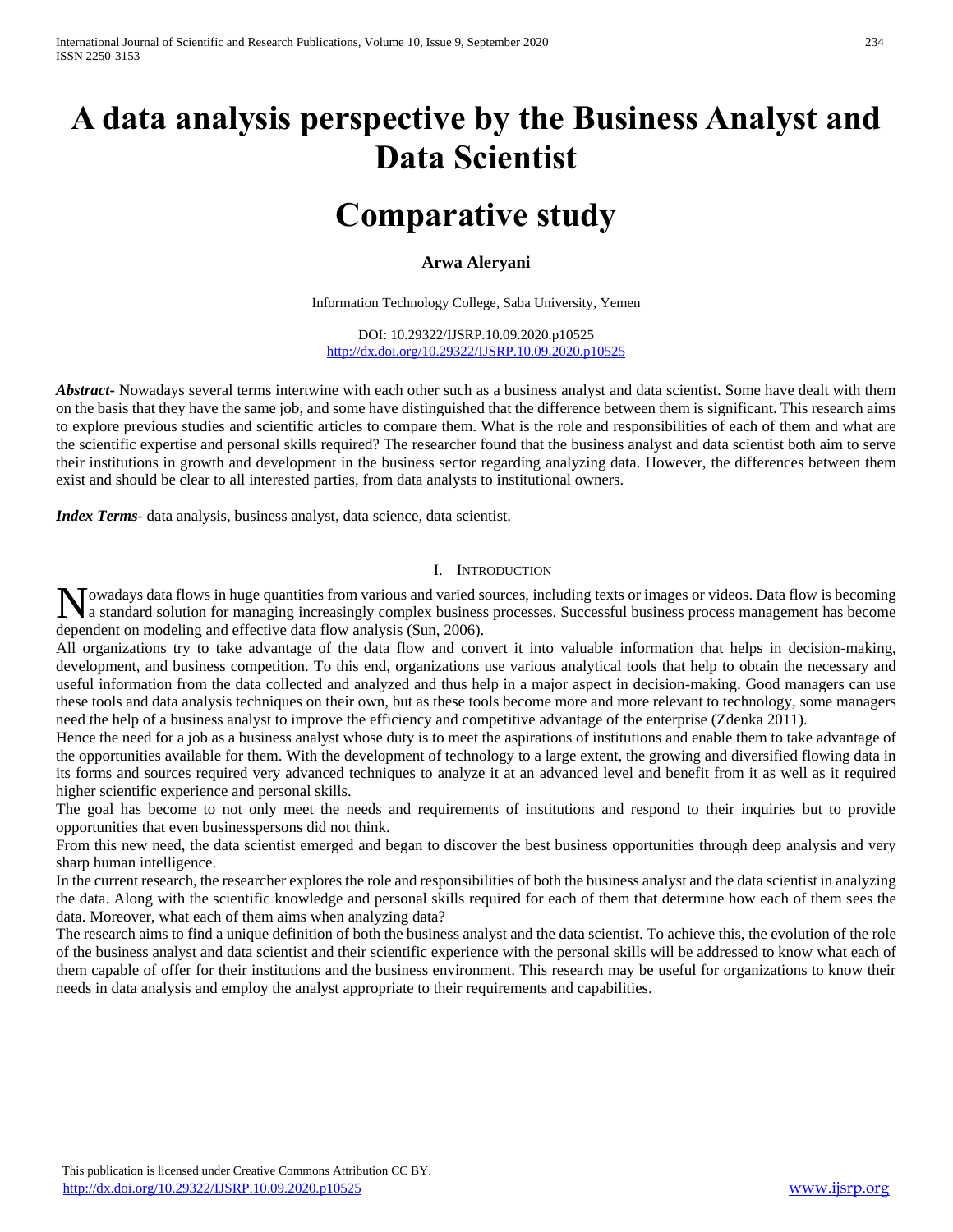# A data analysis perspective by the Business Analyst and Data Scientist

# Comparative study

**Arwa Aleryani**

Information Technology College, Saba University, Yemen

DOI: 10.29322/IJSRP.10.09.2020.p10525
http://dx.doi.org/10.29322/IJSRP.10.09.2020.p10525

***Abstract*-** Nowadays several terms intertwine with each other such as a business analyst and data scientist. Some have dealt with them on the basis that they have the same job, and some have distinguished that the difference between them is significant. This research aims to explore previous studies and scientific articles to compare them. What is the role and responsibilities of each of them and what are the scientific expertise and personal skills required? The researcher found that the business analyst and data scientist both aim to serve their institutions in growth and development in the business sector regarding analyzing data. However, the differences between them exist and should be clear to all interested parties, from data analysts to institutional owners.

***Index Terms*-** data analysis, business analyst, data science, data scientist.

## I. Introduction

Nowadays data flows in huge quantities from various and varied sources, including texts or images or videos. Data flow is becoming a standard solution for managing increasingly complex business processes. Successful business process management has become dependent on modeling and effective data flow analysis (Sun, 2006).

All organizations try to take advantage of the data flow and convert it into valuable information that helps in decision-making, development, and business competition. To this end, organizations use various analytical tools that help to obtain the necessary and useful information from the data collected and analyzed and thus help in a major aspect in decision-making. Good managers can use these tools and data analysis techniques on their own, but as these tools become more and more relevant to technology, some managers need the help of a business analyst to improve the efficiency and competitive advantage of the enterprise (Zdenka 2011).

Hence the need for a job as a business analyst whose duty is to meet the aspirations of institutions and enable them to take advantage of the opportunities available for them. With the development of technology to a large extent, the growing and diversified flowing data in its forms and sources required very advanced techniques to analyze it at an advanced level and benefit from it as well as it required higher scientific experience and personal skills.

The goal has become to not only meet the needs and requirements of institutions and respond to their inquiries but to provide opportunities that even businesspersons did not think.

From this new need, the data scientist emerged and began to discover the best business opportunities through deep analysis and very sharp human intelligence.

In the current research, the researcher explores the role and responsibilities of both the business analyst and the data scientist in analyzing the data. Along with the scientific knowledge and personal skills required for each of them that determine how each of them sees the data. Moreover, what each of them aims when analyzing data?

The research aims to find a unique definition of both the business analyst and the data scientist. To achieve this, the evolution of the role of the business analyst and data scientist and their scientific experience with the personal skills will be addressed to know what each of them capable of offer for their institutions and the business environment. This research may be useful for organizations to know their needs in data analysis and employ the analyst appropriate to their requirements and capabilities.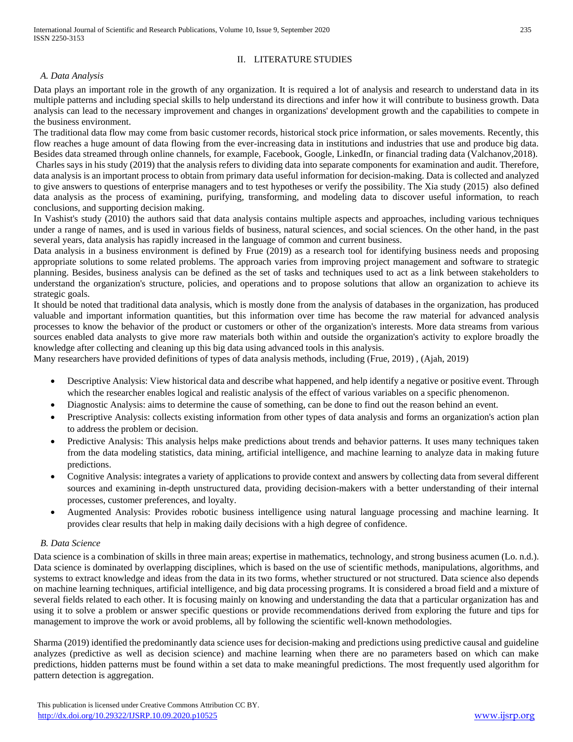## II. LITERATURE STUDIES

### *A. Data Analysis*

Data plays an important role in the growth of any organization. It is required a lot of analysis and research to understand data in its multiple patterns and including special skills to help understand its directions and infer how it will contribute to business growth. Data analysis can lead to the necessary improvement and changes in organizations' development growth and the capabilities to compete in the business environment.

The traditional data flow may come from basic customer records, historical stock price information, or sales movements. Recently, this flow reaches a huge amount of data flowing from the ever-increasing data in institutions and industries that use and produce big data. Besides data streamed through online channels, for example, Facebook, Google, LinkedIn, or financial trading data (Valchanov,2018). Charles says in his study (2019) that the analysis refers to dividing data into separate components for examination and audit. Therefore, data analysis is an important process to obtain from primary data useful information for decision-making. Data is collected and analyzed to give answers to questions of enterprise managers and to test hypotheses or verify the possibility. The Xia study (2015) also defined data analysis as the process of examining, purifying, transforming, and modeling data to discover useful information, to reach conclusions, and supporting decision making.

In Vashist's study (2010) the authors said that data analysis contains multiple aspects and approaches, including various techniques under a range of names, and is used in various fields of business, natural sciences, and social sciences. On the other hand, in the past several years, data analysis has rapidly increased in the language of common and current business.

Data analysis in a business environment is defined by Frue (2019) as a research tool for identifying business needs and proposing appropriate solutions to some related problems. The approach varies from improving project management and software to strategic planning. Besides, business analysis can be defined as the set of tasks and techniques used to act as a link between stakeholders to understand the organization's structure, policies, and operations and to propose solutions that allow an organization to achieve its strategic goals.

It should be noted that traditional data analysis, which is mostly done from the analysis of databases in the organization, has produced valuable and important information quantities, but this information over time has become the raw material for advanced analysis processes to know the behavior of the product or customers or other of the organization's interests. More data streams from various sources enabled data analysts to give more raw materials both within and outside the organization's activity to explore broadly the knowledge after collecting and cleaning up this big data using advanced tools in this analysis.

Many researchers have provided definitions of types of data analysis methods, including (Frue, 2019) , (Ajah, 2019)

- Descriptive Analysis: View historical data and describe what happened, and help identify a negative or positive event. Through which the researcher enables logical and realistic analysis of the effect of various variables on a specific phenomenon.
- Diagnostic Analysis: aims to determine the cause of something, can be done to find out the reason behind an event.
- Prescriptive Analysis: collects existing information from other types of data analysis and forms an organization's action plan to address the problem or decision.
- Predictive Analysis: This analysis helps make predictions about trends and behavior patterns. It uses many techniques taken from the data modeling statistics, data mining, artificial intelligence, and machine learning to analyze data in making future predictions.
- Cognitive Analysis: integrates a variety of applications to provide context and answers by collecting data from several different sources and examining in-depth unstructured data, providing decision-makers with a better understanding of their internal processes, customer preferences, and loyalty.
- Augmented Analysis: Provides robotic business intelligence using natural language processing and machine learning. It provides clear results that help in making daily decisions with a high degree of confidence.

### *B. Data Science*

Data science is a combination of skills in three main areas; expertise in mathematics, technology, and strong business acumen (Lo. n.d.). Data science is dominated by overlapping disciplines, which is based on the use of scientific methods, manipulations, algorithms, and systems to extract knowledge and ideas from the data in its two forms, whether structured or not structured. Data science also depends on machine learning techniques, artificial intelligence, and big data processing programs. It is considered a broad field and a mixture of several fields related to each other. It is focusing mainly on knowing and understanding the data that a particular organization has and using it to solve a problem or answer specific questions or provide recommendations derived from exploring the future and tips for management to improve the work or avoid problems, all by following the scientific well-known methodologies.

Sharma (2019) identified the predominantly data science uses for decision-making and predictions using predictive causal and guideline analyzes (predictive as well as decision science) and machine learning when there are no parameters based on which can make predictions, hidden patterns must be found within a set data to make meaningful predictions. The most frequently used algorithm for pattern detection is aggregation.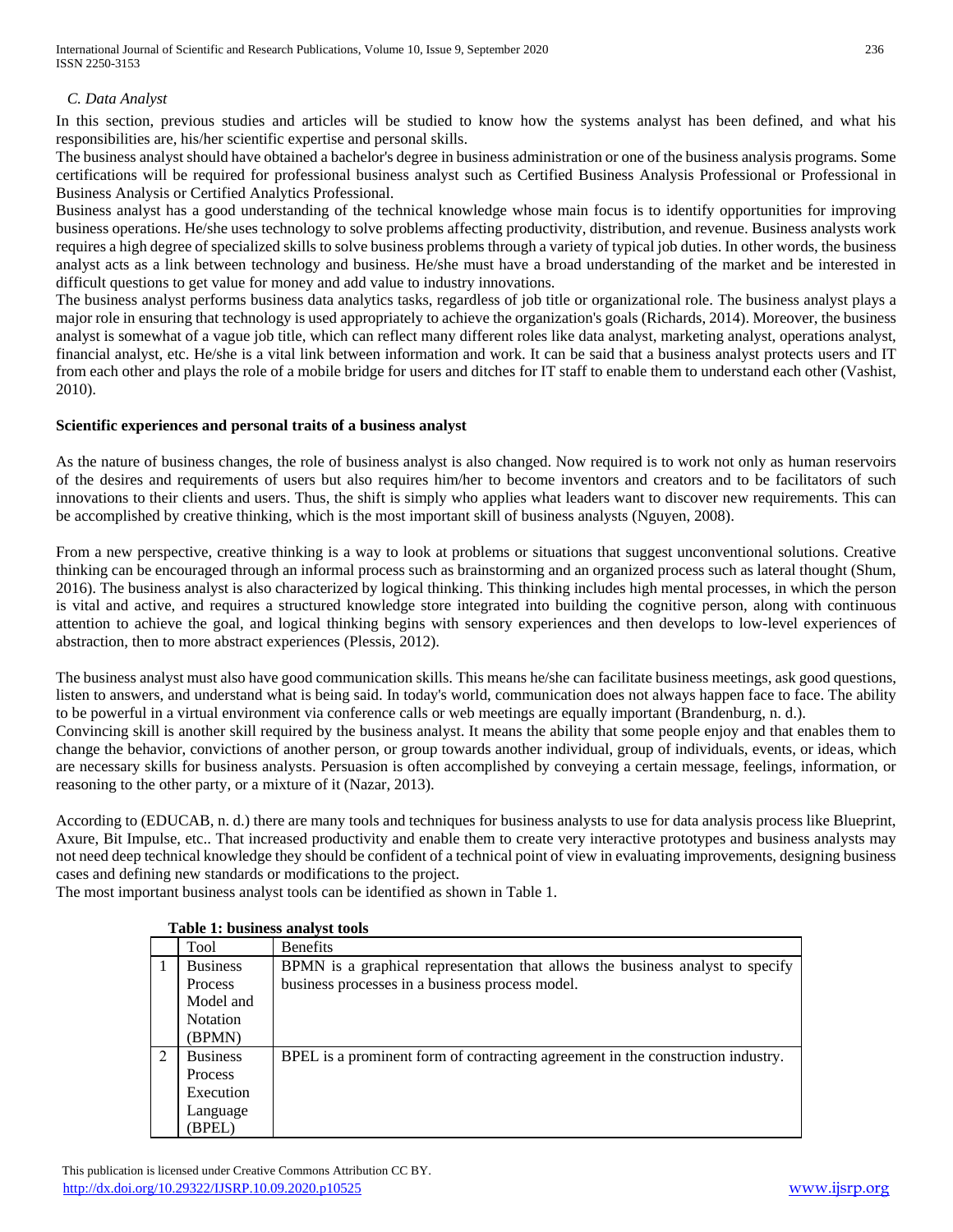### *C. Data Analyst*

In this section, previous studies and articles will be studied to know how the systems analyst has been defined, and what his responsibilities are, his/her scientific expertise and personal skills.

The business analyst should have obtained a bachelor's degree in business administration or one of the business analysis programs. Some certifications will be required for professional business analyst such as Certified Business Analysis Professional or Professional in Business Analysis or Certified Analytics Professional.

Business analyst has a good understanding of the technical knowledge whose main focus is to identify opportunities for improving business operations. He/she uses technology to solve problems affecting productivity, distribution, and revenue. Business analysts work requires a high degree of specialized skills to solve business problems through a variety of typical job duties. In other words, the business analyst acts as a link between technology and business. He/she must have a broad understanding of the market and be interested in difficult questions to get value for money and add value to industry innovations.

The business analyst performs business data analytics tasks, regardless of job title or organizational role. The business analyst plays a major role in ensuring that technology is used appropriately to achieve the organization's goals (Richards, 2014). Moreover, the business analyst is somewhat of a vague job title, which can reflect many different roles like data analyst, marketing analyst, operations analyst, financial analyst, etc. He/she is a vital link between information and work. It can be said that a business analyst protects users and IT from each other and plays the role of a mobile bridge for users and ditches for IT staff to enable them to understand each other (Vashist, 2010).

**Scientific experiences and personal traits of a business analyst**

As the nature of business changes, the role of business analyst is also changed. Now required is to work not only as human reservoirs of the desires and requirements of users but also requires him/her to become inventors and creators and to be facilitators of such innovations to their clients and users. Thus, the shift is simply who applies what leaders want to discover new requirements. This can be accomplished by creative thinking, which is the most important skill of business analysts (Nguyen, 2008).

From a new perspective, creative thinking is a way to look at problems or situations that suggest unconventional solutions. Creative thinking can be encouraged through an informal process such as brainstorming and an organized process such as lateral thought (Shum, 2016). The business analyst is also characterized by logical thinking. This thinking includes high mental processes, in which the person is vital and active, and requires a structured knowledge store integrated into building the cognitive person, along with continuous attention to achieve the goal, and logical thinking begins with sensory experiences and then develops to low-level experiences of abstraction, then to more abstract experiences (Plessis, 2012).

The business analyst must also have good communication skills. This means he/she can facilitate business meetings, ask good questions, listen to answers, and understand what is being said. In today's world, communication does not always happen face to face. The ability to be powerful in a virtual environment via conference calls or web meetings are equally important (Brandenburg, n. d.).

Convincing skill is another skill required by the business analyst. It means the ability that some people enjoy and that enables them to change the behavior, convictions of another person, or group towards another individual, group of individuals, events, or ideas, which are necessary skills for business analysts. Persuasion is often accomplished by conveying a certain message, feelings, information, or reasoning to the other party, or a mixture of it (Nazar, 2013).

According to (EDUCAB, n. d.) there are many tools and techniques for business analysts to use for data analysis process like Blueprint, Axure, Bit Impulse, etc.. That increased productivity and enable them to create very interactive prototypes and business analysts may not need deep technical knowledge they should be confident of a technical point of view in evaluating improvements, designing business cases and defining new standards or modifications to the project.

The most important business analyst tools can be identified as shown in Table 1.

**Table 1: business analyst tools**

| | Tool | Benefits |
|---|---|---|
| 1 | Business Process Model and Notation (BPMN) | BPMN is a graphical representation that allows the business analyst to specify business processes in a business process model. |
| 2 | Business Process Execution Language (BPEL) | BPEL is a prominent form of contracting agreement in the construction industry. |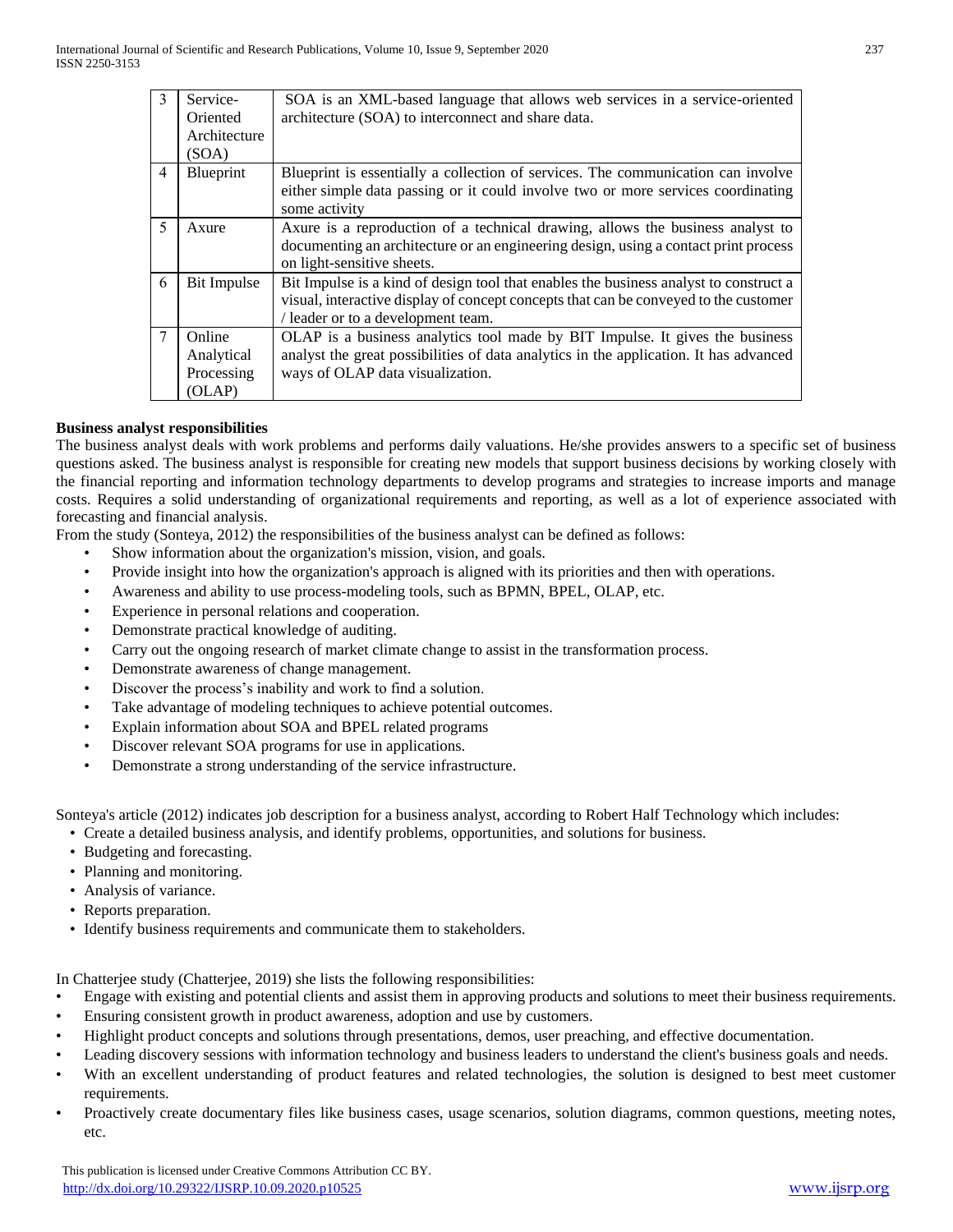| 3 | Service-Oriented Architecture (SOA) | SOA is an XML-based language that allows web services in a service-oriented architecture (SOA) to interconnect and share data. |
|---|---|---|
| 4 | Blueprint | Blueprint is essentially a collection of services. The communication can involve either simple data passing or it could involve two or more services coordinating some activity |
| 5 | Axure | Axure is a reproduction of a technical drawing, allows the business analyst to documenting an architecture or an engineering design, using a contact print process on light-sensitive sheets. |
| 6 | Bit Impulse | Bit Impulse is a kind of design tool that enables the business analyst to construct a visual, interactive display of concept concepts that can be conveyed to the customer / leader or to a development team. |
| 7 | Online Analytical Processing (OLAP) | OLAP is a business analytics tool made by BIT Impulse. It gives the business analyst the great possibilities of data analytics in the application. It has advanced ways of OLAP data visualization. |

**Business analyst responsibilities**

The business analyst deals with work problems and performs daily valuations. He/she provides answers to a specific set of business questions asked. The business analyst is responsible for creating new models that support business decisions by working closely with the financial reporting and information technology departments to develop programs and strategies to increase imports and manage costs. Requires a solid understanding of organizational requirements and reporting, as well as a lot of experience associated with forecasting and financial analysis.

From the study (Sonteya, 2012) the responsibilities of the business analyst can be defined as follows:

- Show information about the organization's mission, vision, and goals.
- Provide insight into how the organization's approach is aligned with its priorities and then with operations.
- Awareness and ability to use process-modeling tools, such as BPMN, BPEL, OLAP, etc.
- Experience in personal relations and cooperation.
- Demonstrate practical knowledge of auditing.
- Carry out the ongoing research of market climate change to assist in the transformation process.
- Demonstrate awareness of change management.
- Discover the process's inability and work to find a solution.
- Take advantage of modeling techniques to achieve potential outcomes.
- Explain information about SOA and BPEL related programs
- Discover relevant SOA programs for use in applications.
- Demonstrate a strong understanding of the service infrastructure.

Sonteya's article (2012) indicates job description for a business analyst, according to Robert Half Technology which includes:

- Create a detailed business analysis, and identify problems, opportunities, and solutions for business.
- Budgeting and forecasting.
- Planning and monitoring.
- Analysis of variance.
- Reports preparation.
- Identify business requirements and communicate them to stakeholders.

In Chatterjee study (Chatterjee, 2019) she lists the following responsibilities:

- Engage with existing and potential clients and assist them in approving products and solutions to meet their business requirements.
- Ensuring consistent growth in product awareness, adoption and use by customers.
- Highlight product concepts and solutions through presentations, demos, user preaching, and effective documentation.
- Leading discovery sessions with information technology and business leaders to understand the client's business goals and needs.
- With an excellent understanding of product features and related technologies, the solution is designed to best meet customer requirements.
- Proactively create documentary files like business cases, usage scenarios, solution diagrams, common questions, meeting notes, etc.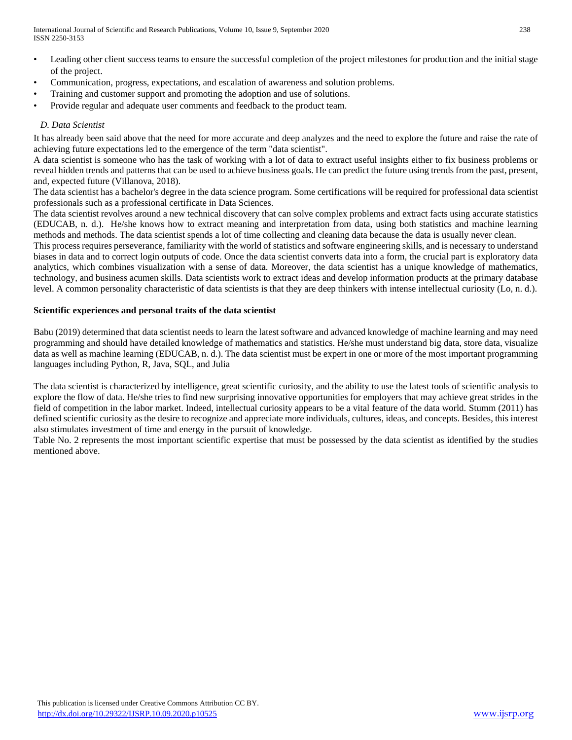- Leading other client success teams to ensure the successful completion of the project milestones for production and the initial stage of the project.
- Communication, progress, expectations, and escalation of awareness and solution problems.
- Training and customer support and promoting the adoption and use of solutions.
- Provide regular and adequate user comments and feedback to the product team.

### *D. Data Scientist*

It has already been said above that the need for more accurate and deep analyzes and the need to explore the future and raise the rate of achieving future expectations led to the emergence of the term "data scientist".

A data scientist is someone who has the task of working with a lot of data to extract useful insights either to fix business problems or reveal hidden trends and patterns that can be used to achieve business goals. He can predict the future using trends from the past, present, and, expected future (Villanova, 2018).

The data scientist has a bachelor's degree in the data science program. Some certifications will be required for professional data scientist professionals such as a professional certificate in Data Sciences.

The data scientist revolves around a new technical discovery that can solve complex problems and extract facts using accurate statistics (EDUCAB, n. d.). He/she knows how to extract meaning and interpretation from data, using both statistics and machine learning methods and methods. The data scientist spends a lot of time collecting and cleaning data because the data is usually never clean.

This process requires perseverance, familiarity with the world of statistics and software engineering skills, and is necessary to understand biases in data and to correct login outputs of code. Once the data scientist converts data into a form, the crucial part is exploratory data analytics, which combines visualization with a sense of data. Moreover, the data scientist has a unique knowledge of mathematics, technology, and business acumen skills. Data scientists work to extract ideas and develop information products at the primary database level. A common personality characteristic of data scientists is that they are deep thinkers with intense intellectual curiosity (Lo, n. d.).

**Scientific experiences and personal traits of the data scientist**

Babu (2019) determined that data scientist needs to learn the latest software and advanced knowledge of machine learning and may need programming and should have detailed knowledge of mathematics and statistics. He/she must understand big data, store data, visualize data as well as machine learning (EDUCAB, n. d.). The data scientist must be expert in one or more of the most important programming languages including Python, R, Java, SQL, and Julia

The data scientist is characterized by intelligence, great scientific curiosity, and the ability to use the latest tools of scientific analysis to explore the flow of data. He/she tries to find new surprising innovative opportunities for employers that may achieve great strides in the field of competition in the labor market. Indeed, intellectual curiosity appears to be a vital feature of the data world. Stumm (2011) has defined scientific curiosity as the desire to recognize and appreciate more individuals, cultures, ideas, and concepts. Besides, this interest also stimulates investment of time and energy in the pursuit of knowledge.

Table No. 2 represents the most important scientific expertise that must be possessed by the data scientist as identified by the studies mentioned above.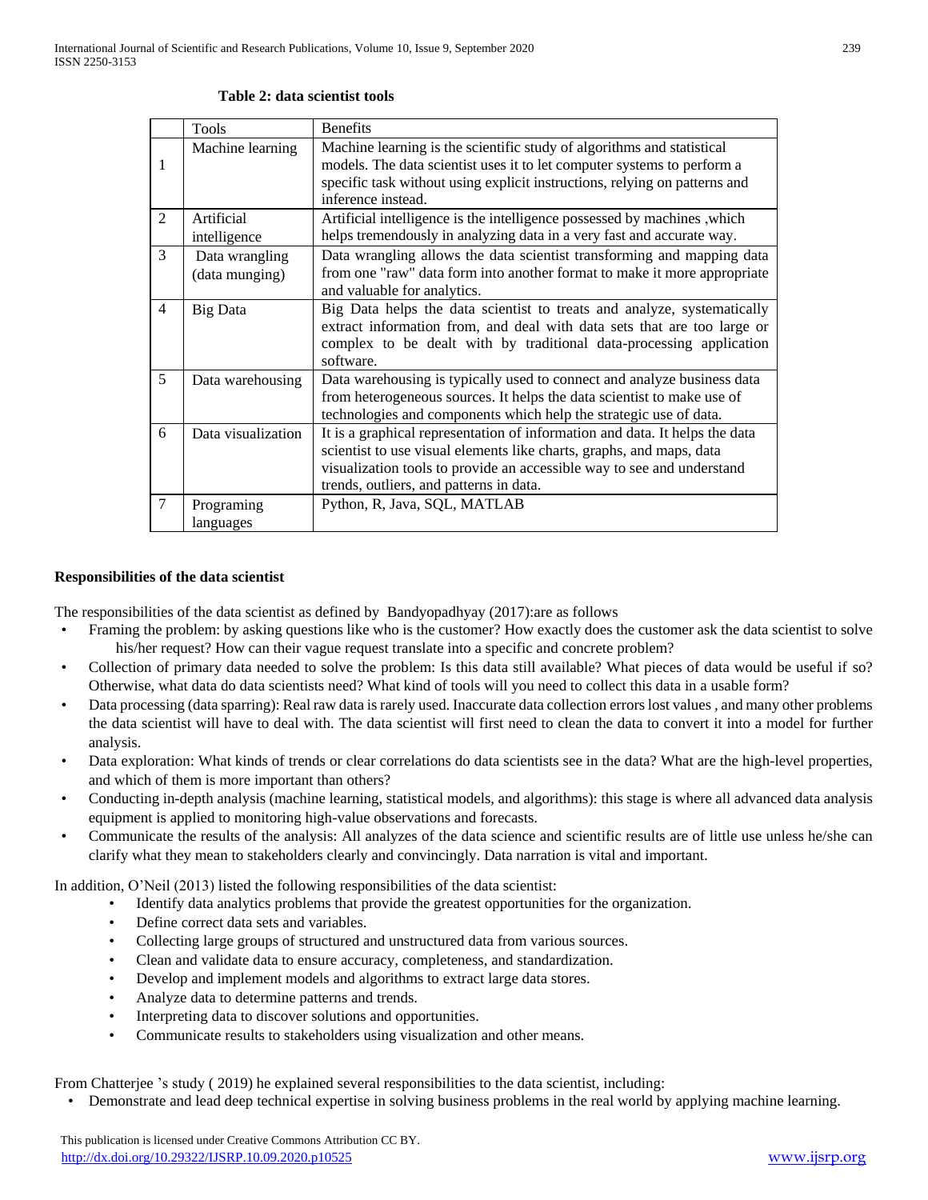**Table 2: data scientist tools**

| | Tools | Benefits |
|---|---|---|
| 1 | Machine learning | Machine learning is the scientific study of algorithms and statistical models. The data scientist uses it to let computer systems to perform a specific task without using explicit instructions, relying on patterns and inference instead. |
| 2 | Artificial intelligence | Artificial intelligence is the intelligence possessed by machines ,which helps tremendously in analyzing data in a very fast and accurate way. |
| 3 | Data wrangling (data munging) | Data wrangling allows the data scientist transforming and mapping data from one "raw" data form into another format to make it more appropriate and valuable for analytics. |
| 4 | Big Data | Big Data helps the data scientist to treats and analyze, systematically extract information from, and deal with data sets that are too large or complex to be dealt with by traditional data-processing application software. |
| 5 | Data warehousing | Data warehousing is typically used to connect and analyze business data from heterogeneous sources. It helps the data scientist to make use of technologies and components which help the strategic use of data. |
| 6 | Data visualization | It is a graphical representation of information and data. It helps the data scientist to use visual elements like charts, graphs, and maps, data visualization tools to provide an accessible way to see and understand trends, outliers, and patterns in data. |
| 7 | Programing languages | Python, R, Java, SQL, MATLAB |

**Responsibilities of the data scientist**

The responsibilities of the data scientist as defined by Bandyopadhyay (2017):are as follows

- Framing the problem: by asking questions like who is the customer? How exactly does the customer ask the data scientist to solve his/her request? How can their vague request translate into a specific and concrete problem?
- Collection of primary data needed to solve the problem: Is this data still available? What pieces of data would be useful if so? Otherwise, what data do data scientists need? What kind of tools will you need to collect this data in a usable form?
- Data processing (data sparring): Real raw data is rarely used. Inaccurate data collection errors lost values , and many other problems the data scientist will have to deal with. The data scientist will first need to clean the data to convert it into a model for further analysis.
- Data exploration: What kinds of trends or clear correlations do data scientists see in the data? What are the high-level properties, and which of them is more important than others?
- Conducting in-depth analysis (machine learning, statistical models, and algorithms): this stage is where all advanced data analysis equipment is applied to monitoring high-value observations and forecasts.
- Communicate the results of the analysis: All analyzes of the data science and scientific results are of little use unless he/she can clarify what they mean to stakeholders clearly and convincingly. Data narration is vital and important.

In addition, O'Neil (2013) listed the following responsibilities of the data scientist:

- Identify data analytics problems that provide the greatest opportunities for the organization.
- Define correct data sets and variables.
- Collecting large groups of structured and unstructured data from various sources.
- Clean and validate data to ensure accuracy, completeness, and standardization.
- Develop and implement models and algorithms to extract large data stores.
- Analyze data to determine patterns and trends.
- Interpreting data to discover solutions and opportunities.
- Communicate results to stakeholders using visualization and other means.

From Chatterjee 's study ( 2019) he explained several responsibilities to the data scientist, including:

- Demonstrate and lead deep technical expertise in solving business problems in the real world by applying machine learning.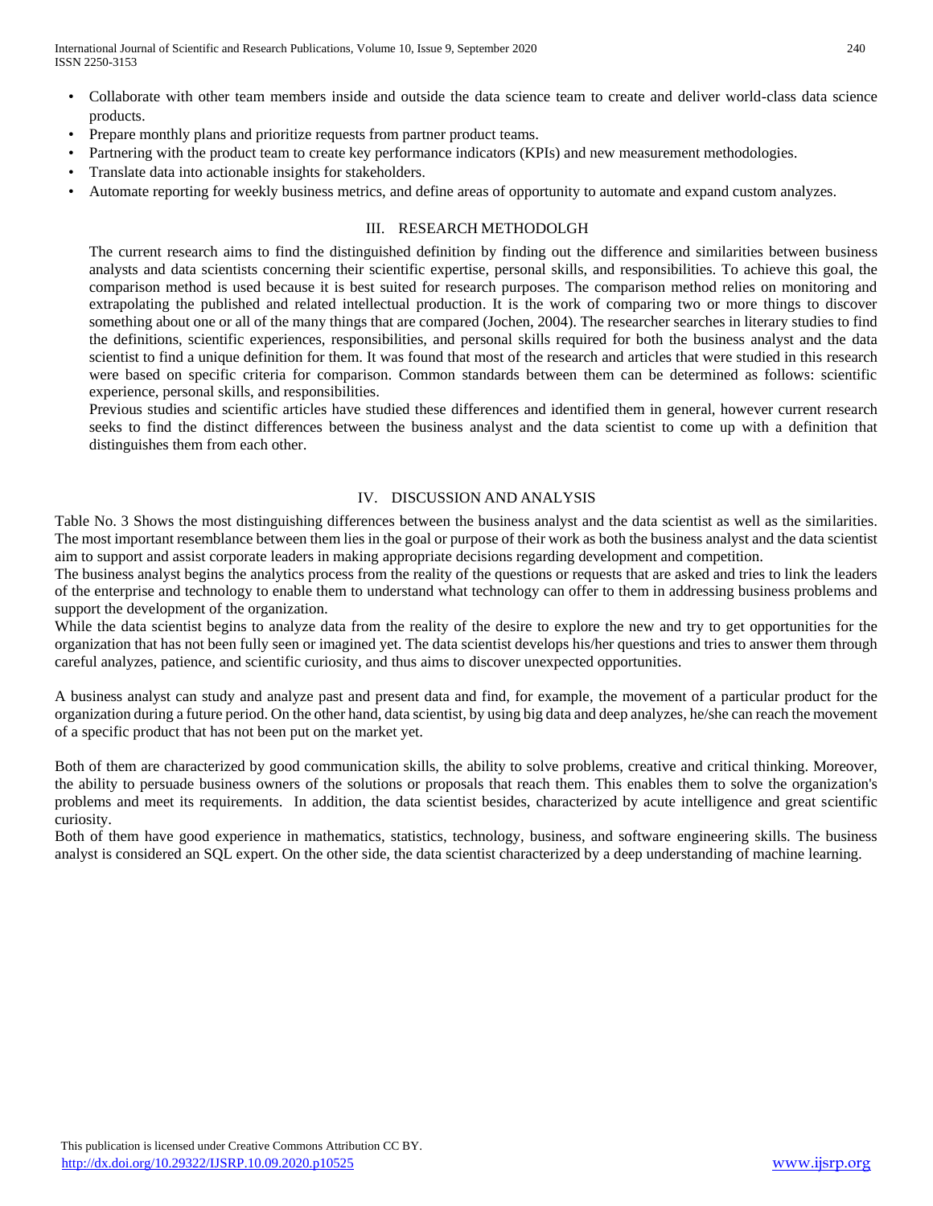- Collaborate with other team members inside and outside the data science team to create and deliver world-class data science products.
- Prepare monthly plans and prioritize requests from partner product teams.
- Partnering with the product team to create key performance indicators (KPIs) and new measurement methodologies.
- Translate data into actionable insights for stakeholders.
- Automate reporting for weekly business metrics, and define areas of opportunity to automate and expand custom analyzes.

## III. RESEARCH METHODOLGH

The current research aims to find the distinguished definition by finding out the difference and similarities between business analysts and data scientists concerning their scientific expertise, personal skills, and responsibilities. To achieve this goal, the comparison method is used because it is best suited for research purposes. The comparison method relies on monitoring and extrapolating the published and related intellectual production. It is the work of comparing two or more things to discover something about one or all of the many things that are compared (Jochen, 2004). The researcher searches in literary studies to find the definitions, scientific experiences, responsibilities, and personal skills required for both the business analyst and the data scientist to find a unique definition for them. It was found that most of the research and articles that were studied in this research were based on specific criteria for comparison. Common standards between them can be determined as follows: scientific experience, personal skills, and responsibilities.

Previous studies and scientific articles have studied these differences and identified them in general, however current research seeks to find the distinct differences between the business analyst and the data scientist to come up with a definition that distinguishes them from each other.

## IV. DISCUSSION AND ANALYSIS

Table No. 3 Shows the most distinguishing differences between the business analyst and the data scientist as well as the similarities. The most important resemblance between them lies in the goal or purpose of their work as both the business analyst and the data scientist aim to support and assist corporate leaders in making appropriate decisions regarding development and competition.

The business analyst begins the analytics process from the reality of the questions or requests that are asked and tries to link the leaders of the enterprise and technology to enable them to understand what technology can offer to them in addressing business problems and support the development of the organization.

While the data scientist begins to analyze data from the reality of the desire to explore the new and try to get opportunities for the organization that has not been fully seen or imagined yet. The data scientist develops his/her questions and tries to answer them through careful analyzes, patience, and scientific curiosity, and thus aims to discover unexpected opportunities.

A business analyst can study and analyze past and present data and find, for example, the movement of a particular product for the organization during a future period. On the other hand, data scientist, by using big data and deep analyzes, he/she can reach the movement of a specific product that has not been put on the market yet.

Both of them are characterized by good communication skills, the ability to solve problems, creative and critical thinking. Moreover, the ability to persuade business owners of the solutions or proposals that reach them. This enables them to solve the organization's problems and meet its requirements. In addition, the data scientist besides, characterized by acute intelligence and great scientific curiosity.

Both of them have good experience in mathematics, statistics, technology, business, and software engineering skills. The business analyst is considered an SQL expert. On the other side, the data scientist characterized by a deep understanding of machine learning.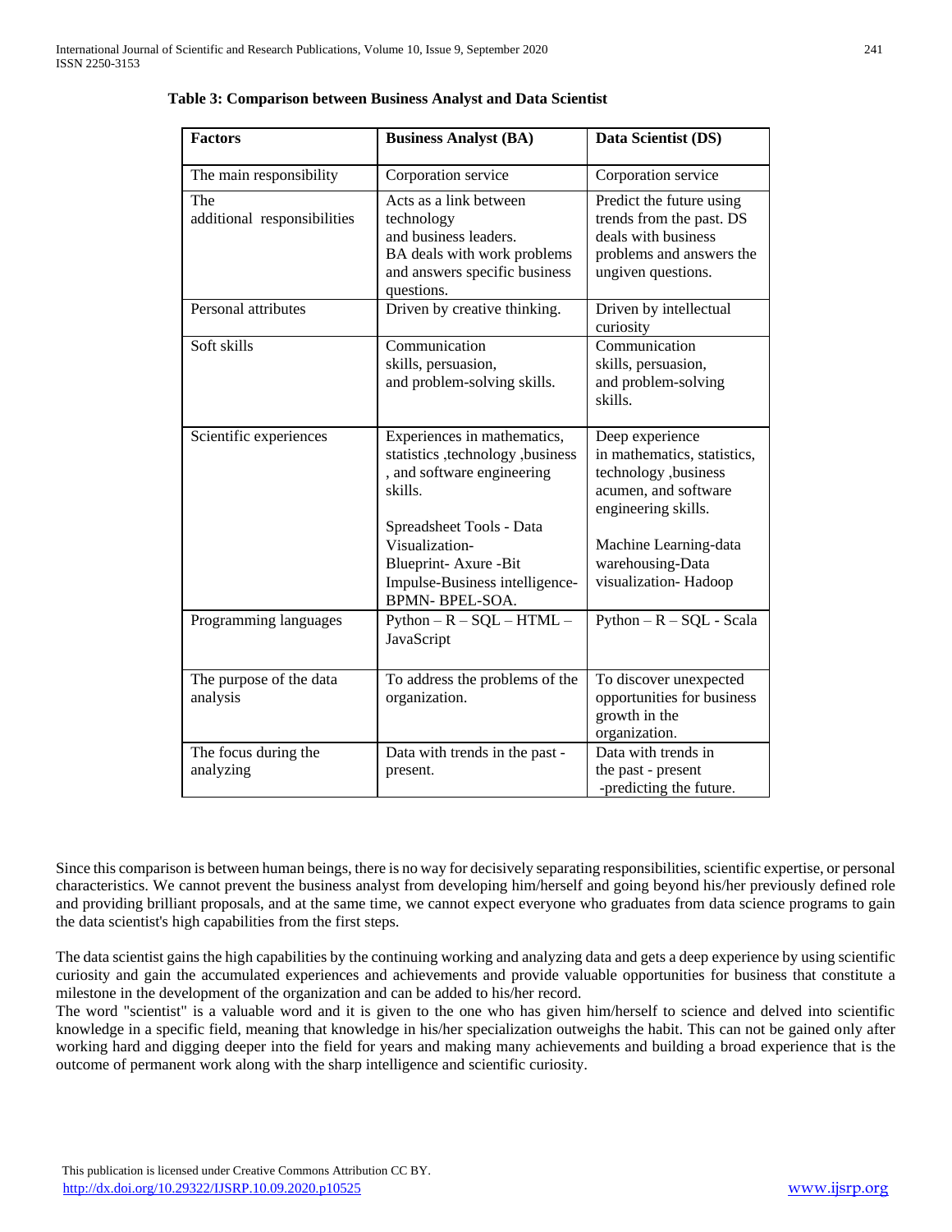**Table 3: Comparison between Business Analyst and Data Scientist**

| Factors | Business Analyst (BA) | Data Scientist (DS) |
|---|---|---|
| The main responsibility | Corporation service | Corporation service |
| The additional responsibilities | Acts as a link between technology and business leaders. BA deals with work problems and answers specific business questions. | Predict the future using trends from the past. DS deals with business problems and answers the ungiven questions. |
| Personal attributes | Driven by creative thinking. | Driven by intellectual curiosity |
| Soft skills | Communication skills, persuasion, and problem-solving skills. | Communication skills, persuasion, and problem-solving skills. |
| Scientific experiences | Experiences in mathematics, statistics ,technology ,business , and software engineering skills. Spreadsheet Tools - Data Visualization- Blueprint- Axure -Bit Impulse-Business intelligence- BPMN- BPEL-SOA. | Deep experience in mathematics, statistics, technology ,business acumen, and software engineering skills. Machine Learning-data warehousing-Data visualization- Hadoop |
| Programming languages | Python – R – SQL – HTML – JavaScript | Python – R – SQL - Scala |
| The purpose of the data analysis | To address the problems of the organization. | To discover unexpected opportunities for business growth in the organization. |
| The focus during the analyzing | Data with trends in the past - present. | Data with trends in the past - present -predicting the future. |

Since this comparison is between human beings, there is no way for decisively separating responsibilities, scientific expertise, or personal characteristics. We cannot prevent the business analyst from developing him/herself and going beyond his/her previously defined role and providing brilliant proposals, and at the same time, we cannot expect everyone who graduates from data science programs to gain the data scientist's high capabilities from the first steps.

The data scientist gains the high capabilities by the continuing working and analyzing data and gets a deep experience by using scientific curiosity and gain the accumulated experiences and achievements and provide valuable opportunities for business that constitute a milestone in the development of the organization and can be added to his/her record.

The word "scientist" is a valuable word and it is given to the one who has given him/herself to science and delved into scientific knowledge in a specific field, meaning that knowledge in his/her specialization outweighs the habit. This can not be gained only after working hard and digging deeper into the field for years and making many achievements and building a broad experience that is the outcome of permanent work along with the sharp intelligence and scientific curiosity.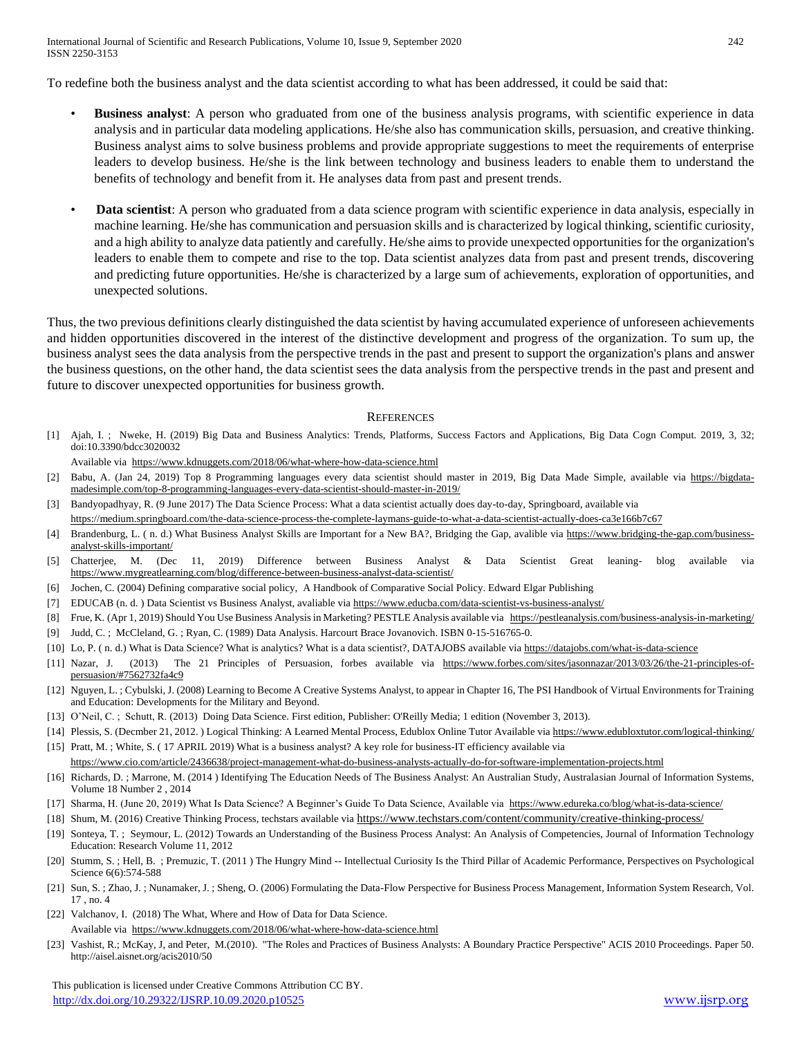To redefine both the business analyst and the data scientist according to what has been addressed, it could be said that:

- **Business analyst**: A person who graduated from one of the business analysis programs, with scientific experience in data analysis and in particular data modeling applications. He/she also has communication skills, persuasion, and creative thinking. Business analyst aims to solve business problems and provide appropriate suggestions to meet the requirements of enterprise leaders to develop business. He/she is the link between technology and business leaders to enable them to understand the benefits of technology and benefit from it. He analyses data from past and present trends.

- **Data scientist**: A person who graduated from a data science program with scientific experience in data analysis, especially in machine learning. He/she has communication and persuasion skills and is characterized by logical thinking, scientific curiosity, and a high ability to analyze data patiently and carefully. He/she aims to provide unexpected opportunities for the organization's leaders to enable them to compete and rise to the top. Data scientist analyzes data from past and present trends, discovering and predicting future opportunities. He/she is characterized by a large sum of achievements, exploration of opportunities, and unexpected solutions.

Thus, the two previous definitions clearly distinguished the data scientist by having accumulated experience of unforeseen achievements and hidden opportunities discovered in the interest of the distinctive development and progress of the organization. To sum up, the business analyst sees the data analysis from the perspective trends in the past and present to support the organization's plans and answer the business questions, on the other hand, the data scientist sees the data analysis from the perspective trends in the past and present and future to discover unexpected opportunities for business growth.

## References

[1] Ajah, I. ; Nweke, H. (2019) Big Data and Business Analytics: Trends, Platforms, Success Factors and Applications, Big Data Cogn Comput. 2019, 3, 32; doi:10.3390/bdcc3020032
Available via https://www.kdnuggets.com/2018/06/what-where-how-data-science.html

[2] Babu, A. (Jan 24, 2019) Top 8 Programming languages every data scientist should master in 2019, Big Data Made Simple, available via https://bigdata-madesimple.com/top-8-programming-languages-every-data-scientist-should-master-in-2019/

[3] Bandyopadhyay, R. (9 June 2017) The Data Science Process: What a data scientist actually does day-to-day, Springboard, available via
https://medium.springboard.com/the-data-science-process-the-complete-laymans-guide-to-what-a-data-scientist-actually-does-ca3e166b7c67

[4] Brandenburg, L. ( n. d.) What Business Analyst Skills are Important for a New BA?, Bridging the Gap, avalible via https://www.bridging-the-gap.com/business-analyst-skills-important/

[5] Chatterjee, M. (Dec 11, 2019) Difference between Business Analyst & Data Scientist Great leaning- blog available via https://www.mygreatlearning.com/blog/difference-between-business-analyst-data-scientist/

[6] Jochen, C. (2004) Defining comparative social policy, A Handbook of Comparative Social Policy. Edward Elgar Publishing

[7] EDUCAB (n. d. ) Data Scientist vs Business Analyst, avaliable via https://www.educba.com/data-scientist-vs-business-analyst/

[8] Frue, K. (Apr 1, 2019) Should You Use Business Analysis in Marketing? PESTLE Analysis available via https://pestleanalysis.com/business-analysis-in-marketing/

[9] Judd, C. ; McClleland, G. ; Ryan, C. (1989) Data Analysis. Harcourt Brace Jovanovich. ISBN 0-15-516765-0.

[10] Lo, P. ( n. d.) What is Data Science? What is analytics? What is a data scientist?, DATAJOBS available via https://datajobs.com/what-is-data-science

[11] Nazar, J. (2013) The 21 Principles of Persuasion, forbes available via https://www.forbes.com/sites/jasonnazar/2013/03/26/the-21-principles-of-persuasion/#7562732fa4c9

[12] Nguyen, L. ; Cybulski, J. (2008) Learning to Become A Creative Systems Analyst, to appear in Chapter 16, The PSI Handbook of Virtual Environments for Training and Education: Developments for the Military and Beyond.

[13] O'Neil, C. ; Schutt, R. (2013) Doing Data Science. First edition, Publisher: O'Reilly Media; 1 edition (November 3, 2013).

[14] Plessis, S. (Decmber 21, 2012. ) Logical Thinking: A Learned Mental Process, Edublox Online Tutor Available via https://www.edubloxtutor.com/logical-thinking/

[15] Pratt, M. ; White, S. ( 17 APRIL 2019) What is a business analyst? A key role for business-IT efficiency available via
https://www.cio.com/article/2436638/project-management-what-do-business-analysts-actually-do-for-software-implementation-projects.html

[16] Richards, D. ; Marrone, M. (2014 ) Identifying The Education Needs of The Business Analyst: An Australian Study, Australasian Journal of Information Systems, Volume 18 Number 2 , 2014

[17] Sharma, H. (June 20, 2019) What Is Data Science? A Beginner's Guide To Data Science, Available via https://www.edureka.co/blog/what-is-data-science/

[18] Shum, M. (2016) Creative Thinking Process, techstars available via https://www.techstars.com/content/community/creative-thinking-process/

[19] Sonteya, T. ; Seymour, L. (2012) Towards an Understanding of the Business Process Analyst: An Analysis of Competencies, Journal of Information Technology Education: Research Volume 11, 2012

[20] Stumm, S. ; Hell, B. ; Premuzic, T. (2011 ) The Hungry Mind -- Intellectual Curiosity Is the Third Pillar of Academic Performance, Perspectives on Psychological Science 6(6):574-588

[21] Sun, S. ; Zhao, J. ; Nunamaker, J. ; Sheng, O. (2006) Formulating the Data-Flow Perspective for Business Process Management, Information System Research, Vol. 17 , no. 4

[22] Valchanov, I. (2018) The What, Where and How of Data for Data Science.
Available via https://www.kdnuggets.com/2018/06/what-where-how-data-science.html

[23] Vashist, R.; McKay, J, and Peter, M.(2010). "The Roles and Practices of Business Analysts: A Boundary Practice Perspective" ACIS 2010 Proceedings. Paper 50. http://aisel.aisnet.org/acis2010/50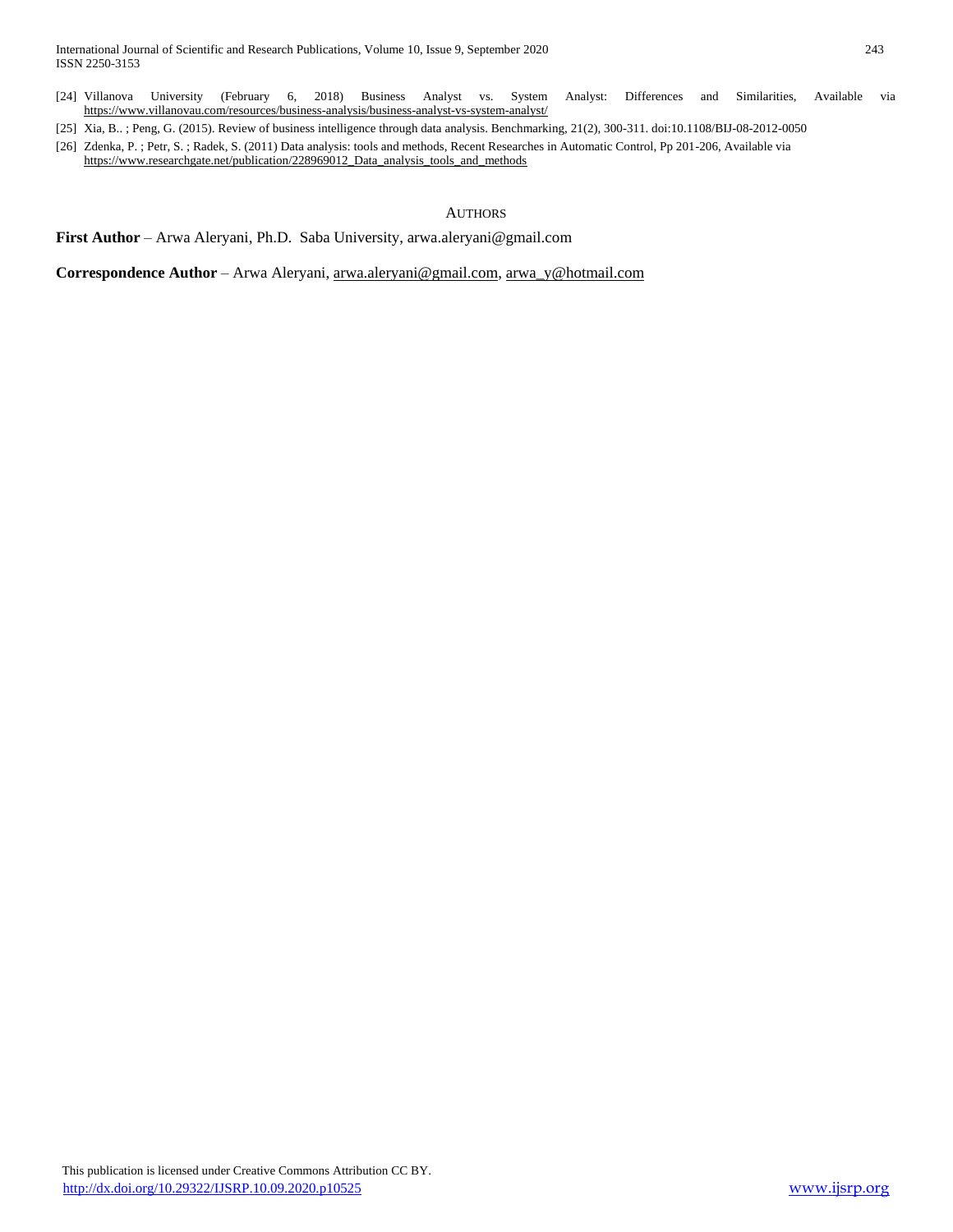[24] Villanova University (February 6, 2018) Business Analyst vs. System Analyst: Differences and Similarities, Available via https://www.villanovau.com/resources/business-analysis/business-analyst-vs-system-analyst/

[25] Xia, B.. ; Peng, G. (2015). Review of business intelligence through data analysis. Benchmarking, 21(2), 300-311. doi:10.1108/BIJ-08-2012-0050

[26] Zdenka, P. ; Petr, S. ; Radek, S. (2011) Data analysis: tools and methods, Recent Researches in Automatic Control, Pp 201-206, Available via https://www.researchgate.net/publication/228969012_Data_analysis_tools_and_methods

## AUTHORS

**First Author** – Arwa Aleryani, Ph.D. Saba University, arwa.aleryani@gmail.com

**Correspondence Author** – Arwa Aleryani, arwa.aleryani@gmail.com, arwa_y@hotmail.com

This publication is licensed under Creative Commons Attribution CC BY.
http://dx.doi.org/10.29322/IJSRP.10.09.2020.p10525